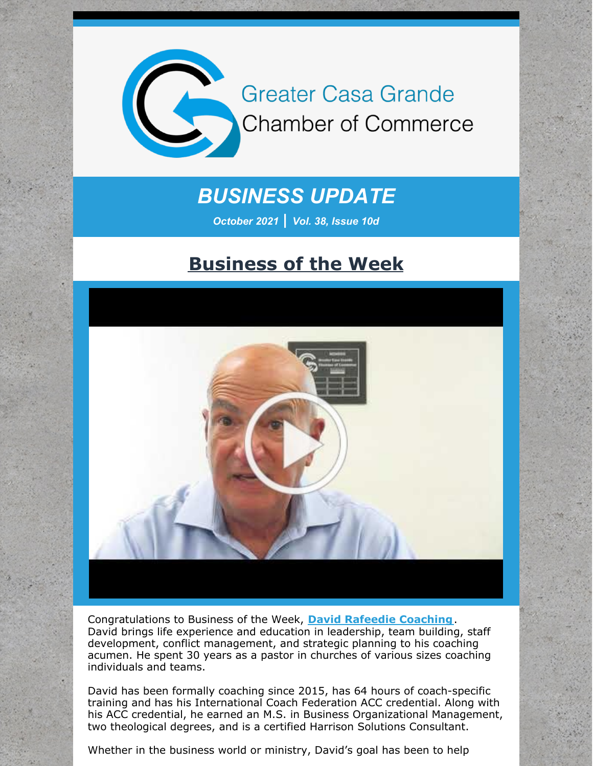Greater Casa Grande
Chamber of Commerce

# *BUSINESS UPDATE*

***October 2021 | Vol. 38, Issue 10d***

## Business of the Week

Congratulations to Business of the Week, **David Rafeedie Coaching**. David brings life experience and education in leadership, team building, staff development, conflict management, and strategic planning to his coaching acumen. He spent 30 years as a pastor in churches of various sizes coaching individuals and teams.

David has been formally coaching since 2015, has 64 hours of coach-specific training and has his International Coach Federation ACC credential. Along with his ACC credential, he earned an M.S. in Business Organizational Management, two theological degrees, and is a certified Harrison Solutions Consultant.

Whether in the business world or ministry, David's goal has been to help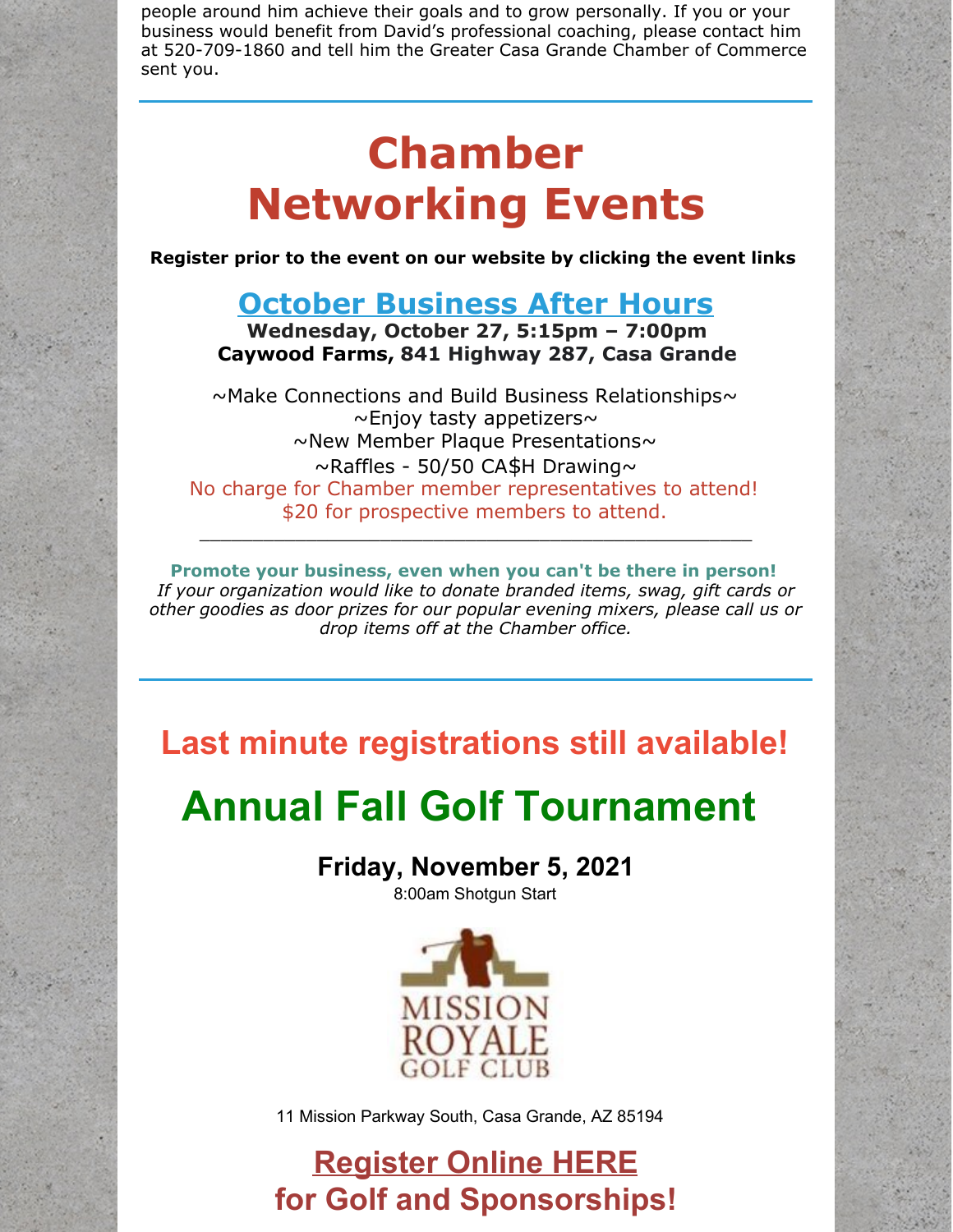people around him achieve their goals and to grow personally. If you or your business would benefit from David's professional coaching, please contact him at 520-709-1860 and tell him the Greater Casa Grande Chamber of Commerce sent you.

---

# Chamber Networking Events

**Register prior to the event on our website by clicking the event links**

## October Business After Hours

**Wednesday, October 27, 5:15pm – 7:00pm**
**Caywood Farms, 841 Highway 287, Casa Grande**

~Make Connections and Build Business Relationships~
~Enjoy tasty appetizers~
~New Member Plaque Presentations~
~Raffles - 50/50 CA$H Drawing~
No charge for Chamber member representatives to attend!
$20 for prospective members to attend.

---

**Promote your business, even when you can't be there in person!**
*If your organization would like to donate branded items, swag, gift cards or other goodies as door prizes for our popular evening mixers, please call us or drop items off at the Chamber office.*

---

## Last minute registrations still available!

# Annual Fall Golf Tournament

### Friday, November 5, 2021

8:00am Shotgun Start

MISSION ROYALE GOLF CLUB

11 Mission Parkway South, Casa Grande, AZ 85194

## Register Online HERE for Golf and Sponsorships!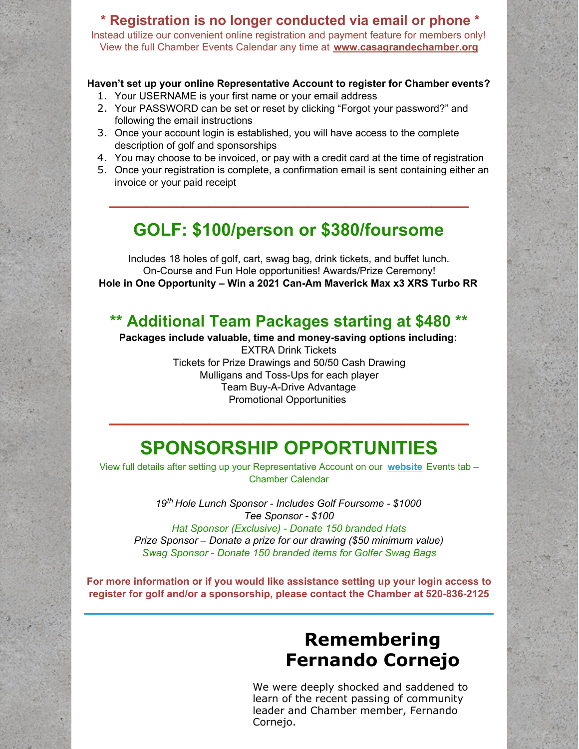**\* Registration is no longer conducted via email or phone \***

Instead utilize our convenient online registration and payment feature for members only!
View the full Chamber Events Calendar any time at **www.casagrandechamber.org**

**Haven't set up your online Representative Account to register for Chamber events?**

1. Your USERNAME is your first name or your email address
2. Your PASSWORD can be set or reset by clicking "Forgot your password?" and following the email instructions
3. Once your account login is established, you will have access to the complete description of golf and sponsorships
4. You may choose to be invoiced, or pay with a credit card at the time of registration
5. Once your registration is complete, a confirmation email is sent containing either an invoice or your paid receipt

---

## GOLF: $100/person or $380/foursome

Includes 18 holes of golf, cart, swag bag, drink tickets, and buffet lunch.
On-Course and Fun Hole opportunities! Awards/Prize Ceremony!
**Hole in One Opportunity – Win a 2021 Can-Am Maverick Max x3 XRS Turbo RR**

## ** Additional Team Packages starting at $480 **

**Packages include valuable, time and money-saving options including:**

EXTRA Drink Tickets
Tickets for Prize Drawings and 50/50 Cash Drawing
Mulligans and Toss-Ups for each player
Team Buy-A-Drive Advantage
Promotional Opportunities

---

# SPONSORSHIP OPPORTUNITIES

View full details after setting up your Representative Account on our **website** Events tab – Chamber Calendar

*19th Hole Lunch Sponsor - Includes Golf Foursome - $1000*
*Tee Sponsor - $100*
*Hat Sponsor (Exclusive) - Donate 150 branded Hats*
*Prize Sponsor – Donate a prize for our drawing ($50 minimum value)*
*Swag Sponsor - Donate 150 branded items for Golfer Swag Bags*

**For more information or if you would like assistance setting up your login access to register for golf and/or a sponsorship, please contact the Chamber at 520-836-2125**

---

## Remembering Fernando Cornejo

We were deeply shocked and saddened to learn of the recent passing of community leader and Chamber member, Fernando Cornejo.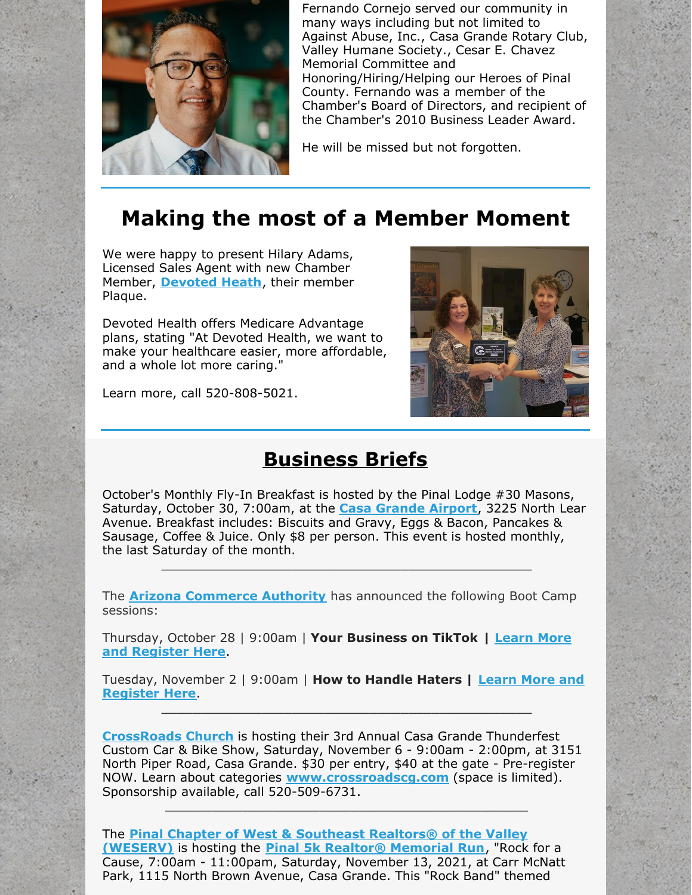Fernando Cornejo served our community in many ways including but not limited to Against Abuse, Inc., Casa Grande Rotary Club, Valley Humane Society., Cesar E. Chavez Memorial Committee and Honoring/Hiring/Helping our Heroes of Pinal County. Fernando was a member of the Chamber's Board of Directors, and recipient of the Chamber's 2010 Business Leader Award.

He will be missed but not forgotten.

# Making the most of a Member Moment

We were happy to present Hilary Adams, Licensed Sales Agent with new Chamber Member, **Devoted Heath**, their member Plaque.

Devoted Health offers Medicare Advantage plans, stating "At Devoted Health, we want to make your healthcare easier, more affordable, and a whole lot more caring."

Learn more, call 520-808-5021.

# Business Briefs

October's Monthly Fly-In Breakfast is hosted by the Pinal Lodge #30 Masons, Saturday, October 30, 7:00am, at the **Casa Grande Airport**, 3225 North Lear Avenue. Breakfast includes: Biscuits and Gravy, Eggs & Bacon, Pancakes & Sausage, Coffee & Juice. Only $8 per person. This event is hosted monthly, the last Saturday of the month.

---

The **Arizona Commerce Authority** has announced the following Boot Camp sessions:

Thursday, October 28 | 9:00am | **Your Business on TikTok | Learn More and Register Here**.

Tuesday, November 2 | 9:00am | **How to Handle Haters | Learn More and Register Here**.

---

**CrossRoads Church** is hosting their 3rd Annual Casa Grande Thunderfest Custom Car & Bike Show, Saturday, November 6 - 9:00am - 2:00pm, at 3151 North Piper Road, Casa Grande. $30 per entry, $40 at the gate - Pre-register NOW. Learn about categories **www.crossroadscg.com** (space is limited). Sponsorship available, call 520-509-6731.

---

The **Pinal Chapter of West & Southeast Realtors® of the Valley (WESERV)** is hosting the **Pinal 5k Realtor® Memorial Run**, "Rock for a Cause, 7:00am - 11:00pam, Saturday, November 13, 2021, at Carr McNatt Park, 1115 North Brown Avenue, Casa Grande. This "Rock Band" themed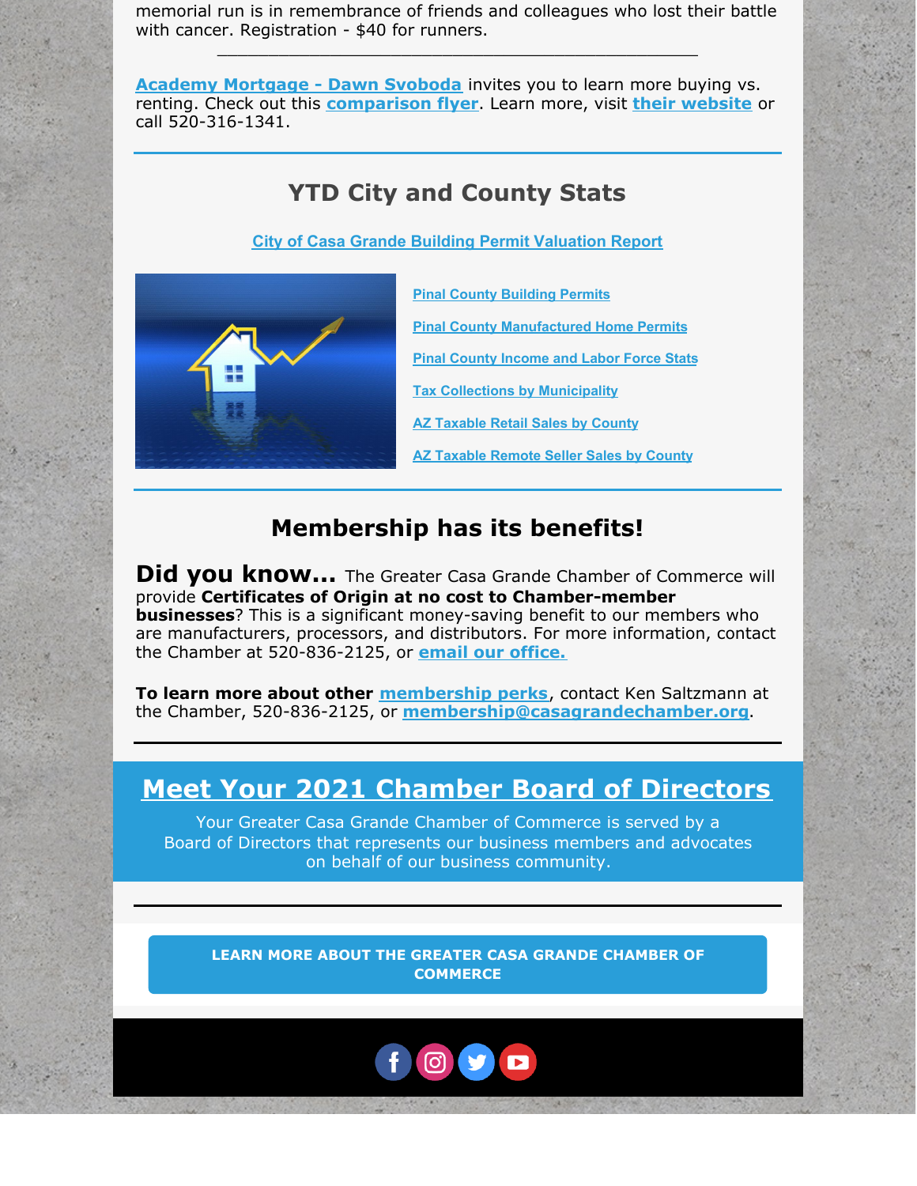memorial run is in remembrance of friends and colleagues who lost their battle with cancer. Registration - $40 for runners.

---

**Academy Mortgage - Dawn Svoboda** invites you to learn more buying vs. renting. Check out this **comparison flyer**. Learn more, visit **their website** or call 520-316-1341.

---

## YTD City and County Stats

**City of Casa Grande Building Permit Valuation Report**

- **Pinal County Building Permits**
- **Pinal County Manufactured Home Permits**
- **Pinal County Income and Labor Force Stats**
- **Tax Collections by Municipality**
- **AZ Taxable Retail Sales by County**
- **AZ Taxable Remote Seller Sales by County**

---

## Membership has its benefits!

**Did you know...** The Greater Casa Grande Chamber of Commerce will provide **Certificates of Origin at no cost to Chamber-member businesses**? This is a significant money-saving benefit to our members who are manufacturers, processors, and distributors. For more information, contact the Chamber at 520-836-2125, or **email our office.**

**To learn more about other** **membership perks**, contact Ken Saltzmann at the Chamber, 520-836-2125, or **membership@casagrandechamber.org**.

---

## Meet Your 2021 Chamber Board of Directors

Your Greater Casa Grande Chamber of Commerce is served by a Board of Directors that represents our business members and advocates on behalf of our business community.

---

**LEARN MORE ABOUT THE GREATER CASA GRANDE CHAMBER OF COMMERCE**